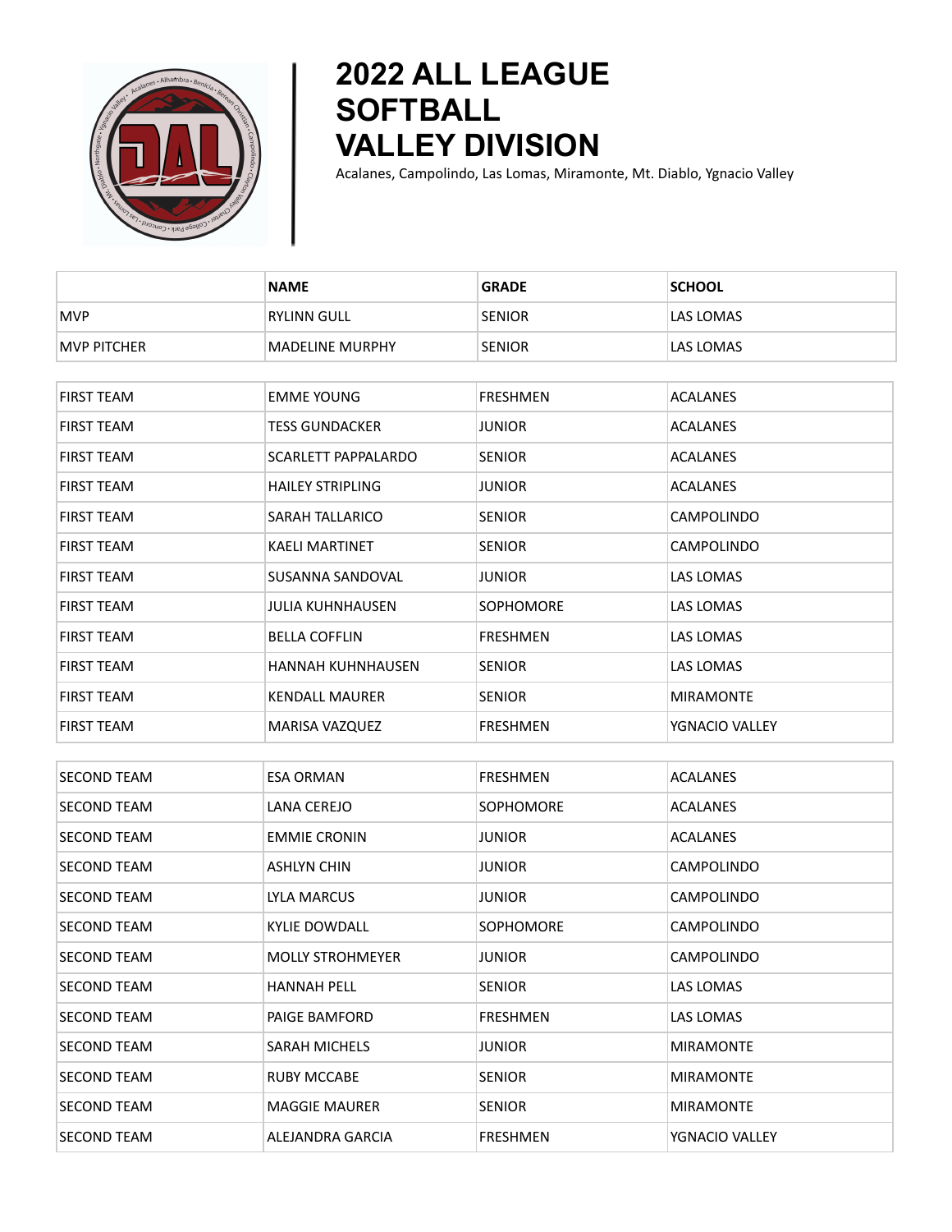# 2022 ALL LEAGUE SOFTBALL VALLEY DIVISION

Acalanes, Campolindo, Las Lomas, Miramonte, Mt. Diablo, Ygnacio Valley

| | NAME | GRADE | SCHOOL |
|---|---|---|---|
| MVP | RYLINN GULL | SENIOR | LAS LOMAS |
| MVP PITCHER | MADELINE MURPHY | SENIOR | LAS LOMAS |

| | | | |
|---|---|---|---|
| FIRST TEAM | EMME YOUNG | FRESHMEN | ACALANES |
| FIRST TEAM | TESS GUNDACKER | JUNIOR | ACALANES |
| FIRST TEAM | SCARLETT PAPPALARDO | SENIOR | ACALANES |
| FIRST TEAM | HAILEY STRIPLING | JUNIOR | ACALANES |
| FIRST TEAM | SARAH TALLARICO | SENIOR | CAMPOLINDO |
| FIRST TEAM | KAELI MARTINET | SENIOR | CAMPOLINDO |
| FIRST TEAM | SUSANNA SANDOVAL | JUNIOR | LAS LOMAS |
| FIRST TEAM | JULIA KUHNHAUSEN | SOPHOMORE | LAS LOMAS |
| FIRST TEAM | BELLA COFFLIN | FRESHMEN | LAS LOMAS |
| FIRST TEAM | HANNAH KUHNHAUSEN | SENIOR | LAS LOMAS |
| FIRST TEAM | KENDALL MAURER | SENIOR | MIRAMONTE |
| FIRST TEAM | MARISA VAZQUEZ | FRESHMEN | YGNACIO VALLEY |

| | | | |
|---|---|---|---|
| SECOND TEAM | ESA ORMAN | FRESHMEN | ACALANES |
| SECOND TEAM | LANA CEREJO | SOPHOMORE | ACALANES |
| SECOND TEAM | EMMIE CRONIN | JUNIOR | ACALANES |
| SECOND TEAM | ASHLYN CHIN | JUNIOR | CAMPOLINDO |
| SECOND TEAM | LYLA MARCUS | JUNIOR | CAMPOLINDO |
| SECOND TEAM | KYLIE DOWDALL | SOPHOMORE | CAMPOLINDO |
| SECOND TEAM | MOLLY STROHMEYER | JUNIOR | CAMPOLINDO |
| SECOND TEAM | HANNAH PELL | SENIOR | LAS LOMAS |
| SECOND TEAM | PAIGE BAMFORD | FRESHMEN | LAS LOMAS |
| SECOND TEAM | SARAH MICHELS | JUNIOR | MIRAMONTE |
| SECOND TEAM | RUBY MCCABE | SENIOR | MIRAMONTE |
| SECOND TEAM | MAGGIE MAURER | SENIOR | MIRAMONTE |
| SECOND TEAM | ALEJANDRA GARCIA | FRESHMEN | YGNACIO VALLEY |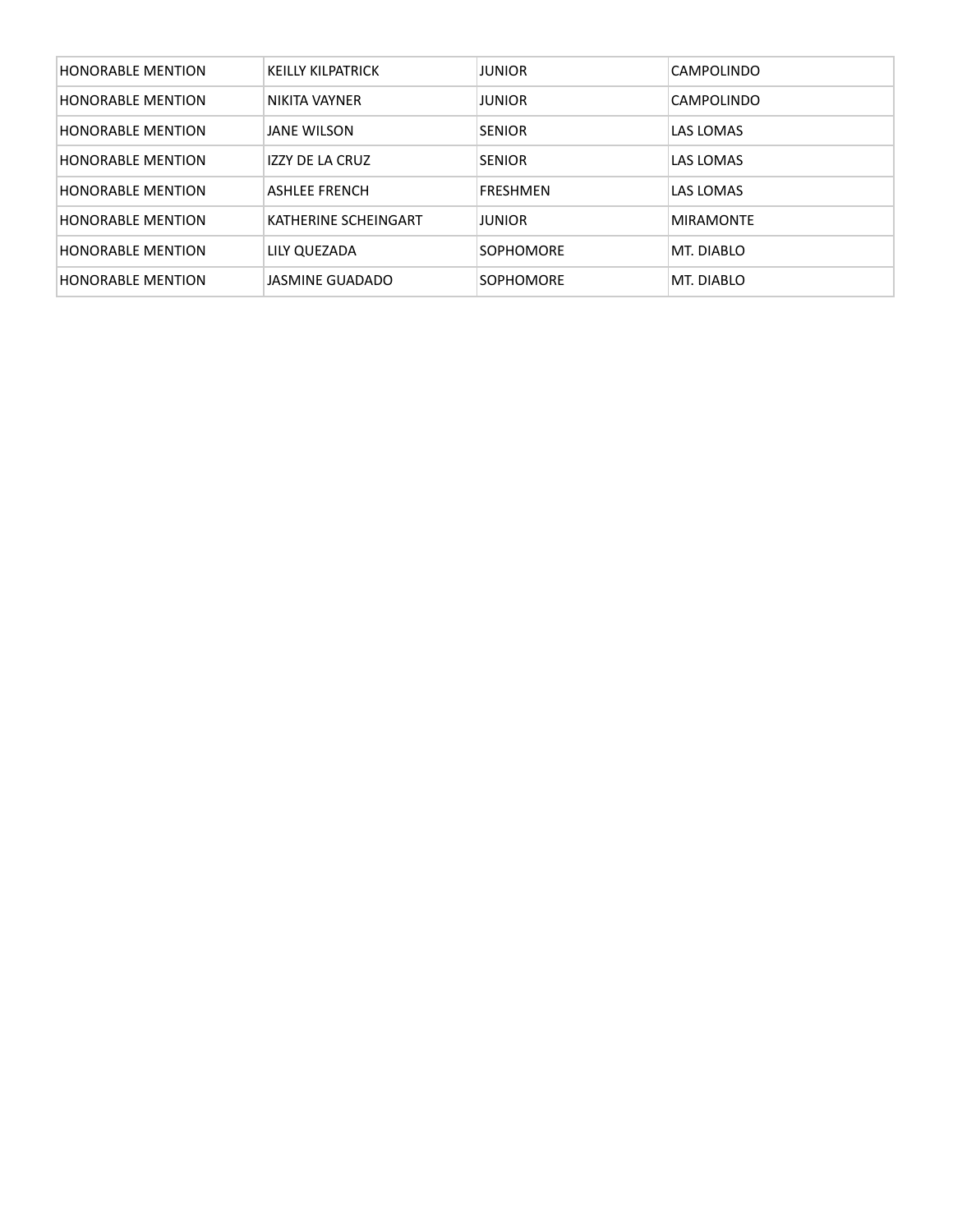| | | | |
|---|---|---|---|
| HONORABLE MENTION | KEILLY KILPATRICK | JUNIOR | CAMPOLINDO |
| HONORABLE MENTION | NIKITA VAYNER | JUNIOR | CAMPOLINDO |
| HONORABLE MENTION | JANE WILSON | SENIOR | LAS LOMAS |
| HONORABLE MENTION | IZZY DE LA CRUZ | SENIOR | LAS LOMAS |
| HONORABLE MENTION | ASHLEE FRENCH | FRESHMEN | LAS LOMAS |
| HONORABLE MENTION | KATHERINE SCHEINGART | JUNIOR | MIRAMONTE |
| HONORABLE MENTION | LILY QUEZADA | SOPHOMORE | MT. DIABLO |
| HONORABLE MENTION | JASMINE GUADADO | SOPHOMORE | MT. DIABLO |